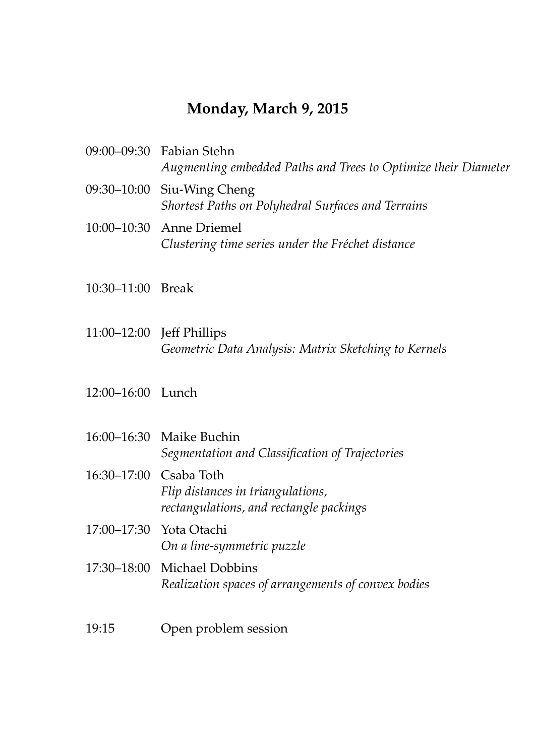## Monday, March 9, 2015

09:00–09:30 Fabian Stehn
*Augmenting embedded Paths and Trees to Optimize their Diameter*

09:30–10:00 Siu-Wing Cheng
*Shortest Paths on Polyhedral Surfaces and Terrains*

10:00–10:30 Anne Driemel
*Clustering time series under the Fréchet distance*

10:30–11:00 Break

11:00–12:00 Jeff Phillips
*Geometric Data Analysis: Matrix Sketching to Kernels*

12:00–16:00 Lunch

16:00–16:30 Maike Buchin
*Segmentation and Classification of Trajectories*

16:30–17:00 Csaba Toth
*Flip distances in triangulations,*
*rectangulations, and rectangle packings*

17:00–17:30 Yota Otachi
*On a line-symmetric puzzle*

17:30–18:00 Michael Dobbins
*Realization spaces of arrangements of convex bodies*

19:15 Open problem session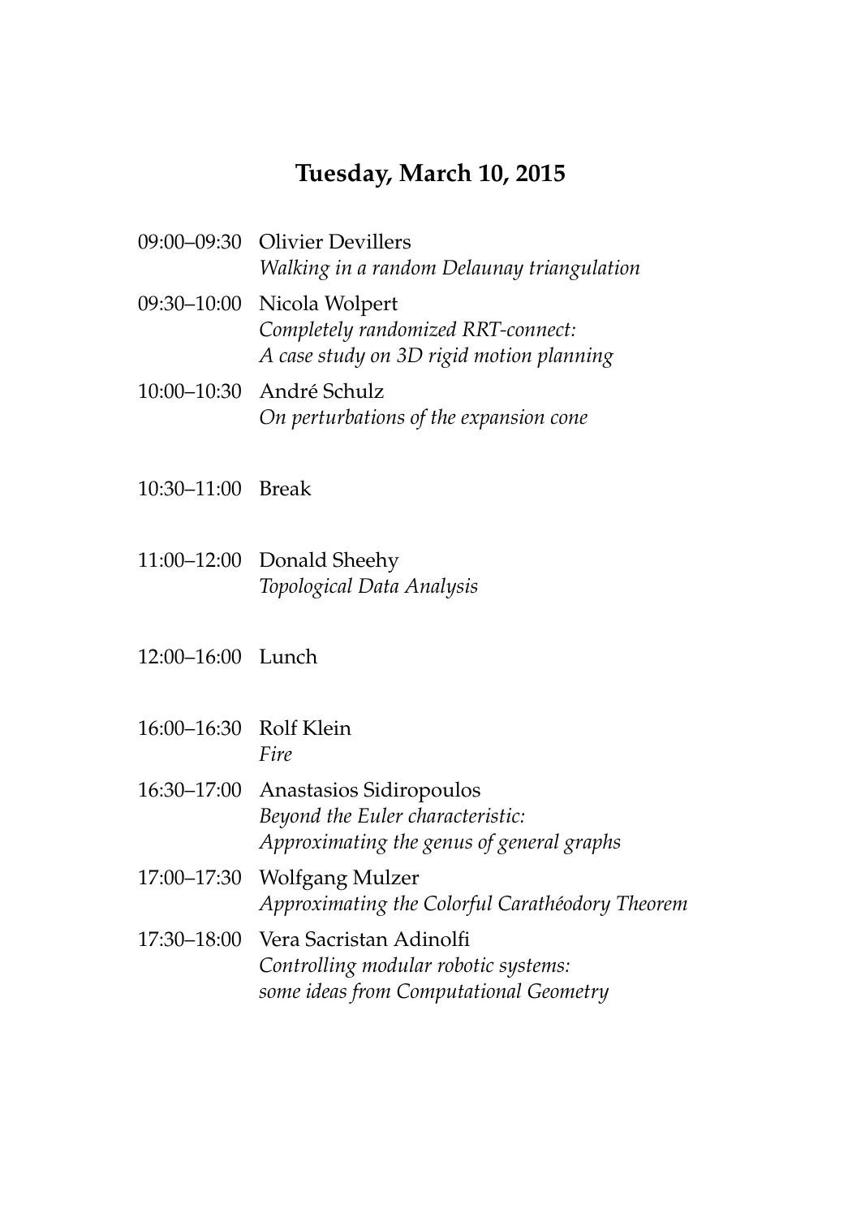## Tuesday, March 10, 2015

| | |
|---|---|
| 09:00–09:30 | Olivier Devillers<br>*Walking in a random Delaunay triangulation* |
| 09:30–10:00 | Nicola Wolpert<br>*Completely randomized RRT-connect:*<br>*A case study on 3D rigid motion planning* |
| 10:00–10:30 | André Schulz<br>*On perturbations of the expansion cone* |
| 10:30–11:00 | Break |
| 11:00–12:00 | Donald Sheehy<br>*Topological Data Analysis* |
| 12:00–16:00 | Lunch |
| 16:00–16:30 | Rolf Klein<br>*Fire* |
| 16:30–17:00 | Anastasios Sidiropoulos<br>*Beyond the Euler characteristic:*<br>*Approximating the genus of general graphs* |
| 17:00–17:30 | Wolfgang Mulzer<br>*Approximating the Colorful Carathéodory Theorem* |
| 17:30–18:00 | Vera Sacristan Adinolfi<br>*Controlling modular robotic systems:*<br>*some ideas from Computational Geometry* |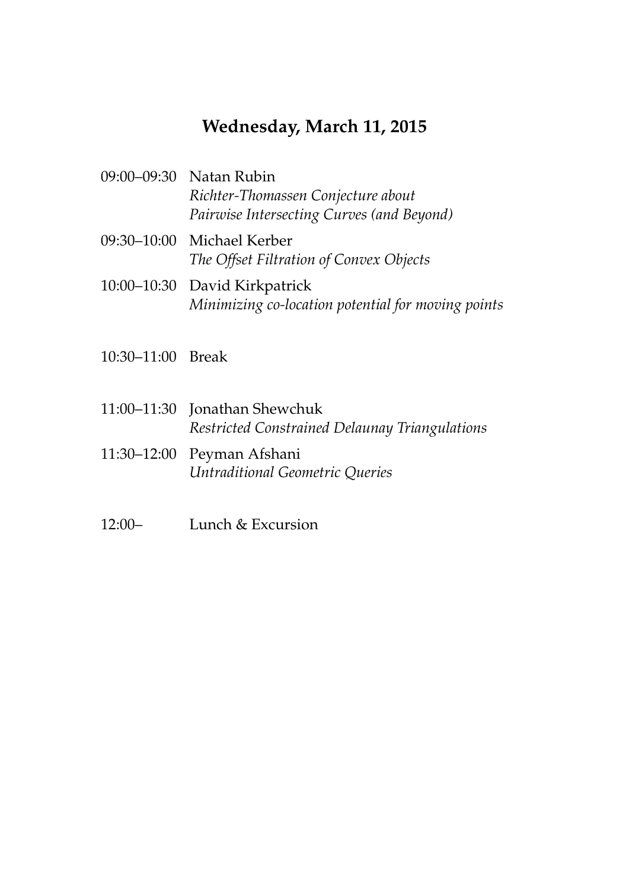## Wednesday, March 11, 2015

09:00–09:30 Natan Rubin
*Richter-Thomassen Conjecture about Pairwise Intersecting Curves (and Beyond)*

09:30–10:00 Michael Kerber
*The Offset Filtration of Convex Objects*

10:00–10:30 David Kirkpatrick
*Minimizing co-location potential for moving points*

10:30–11:00 Break

11:00–11:30 Jonathan Shewchuk
*Restricted Constrained Delaunay Triangulations*

11:30–12:00 Peyman Afshani
*Untraditional Geometric Queries*

12:00– Lunch & Excursion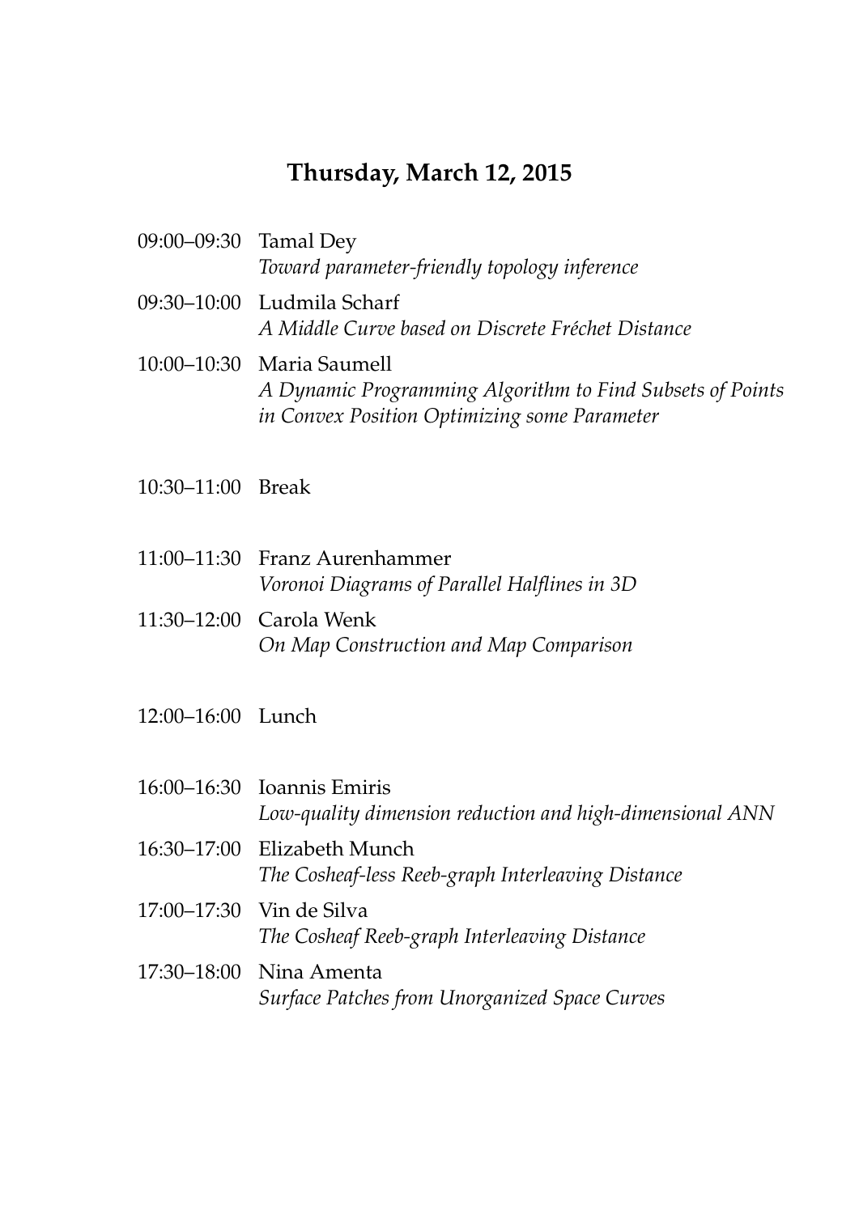## Thursday, March 12, 2015

09:00–09:30 Tamal Dey
*Toward parameter-friendly topology inference*

09:30–10:00 Ludmila Scharf
*A Middle Curve based on Discrete Fréchet Distance*

10:00–10:30 Maria Saumell
*A Dynamic Programming Algorithm to Find Subsets of Points in Convex Position Optimizing some Parameter*

10:30–11:00 Break

11:00–11:30 Franz Aurenhammer
*Voronoi Diagrams of Parallel Halflines in 3D*

11:30–12:00 Carola Wenk
*On Map Construction and Map Comparison*

12:00–16:00 Lunch

16:00–16:30 Ioannis Emiris
*Low-quality dimension reduction and high-dimensional ANN*

16:30–17:00 Elizabeth Munch
*The Cosheaf-less Reeb-graph Interleaving Distance*

17:00–17:30 Vin de Silva
*The Cosheaf Reeb-graph Interleaving Distance*

17:30–18:00 Nina Amenta
*Surface Patches from Unorganized Space Curves*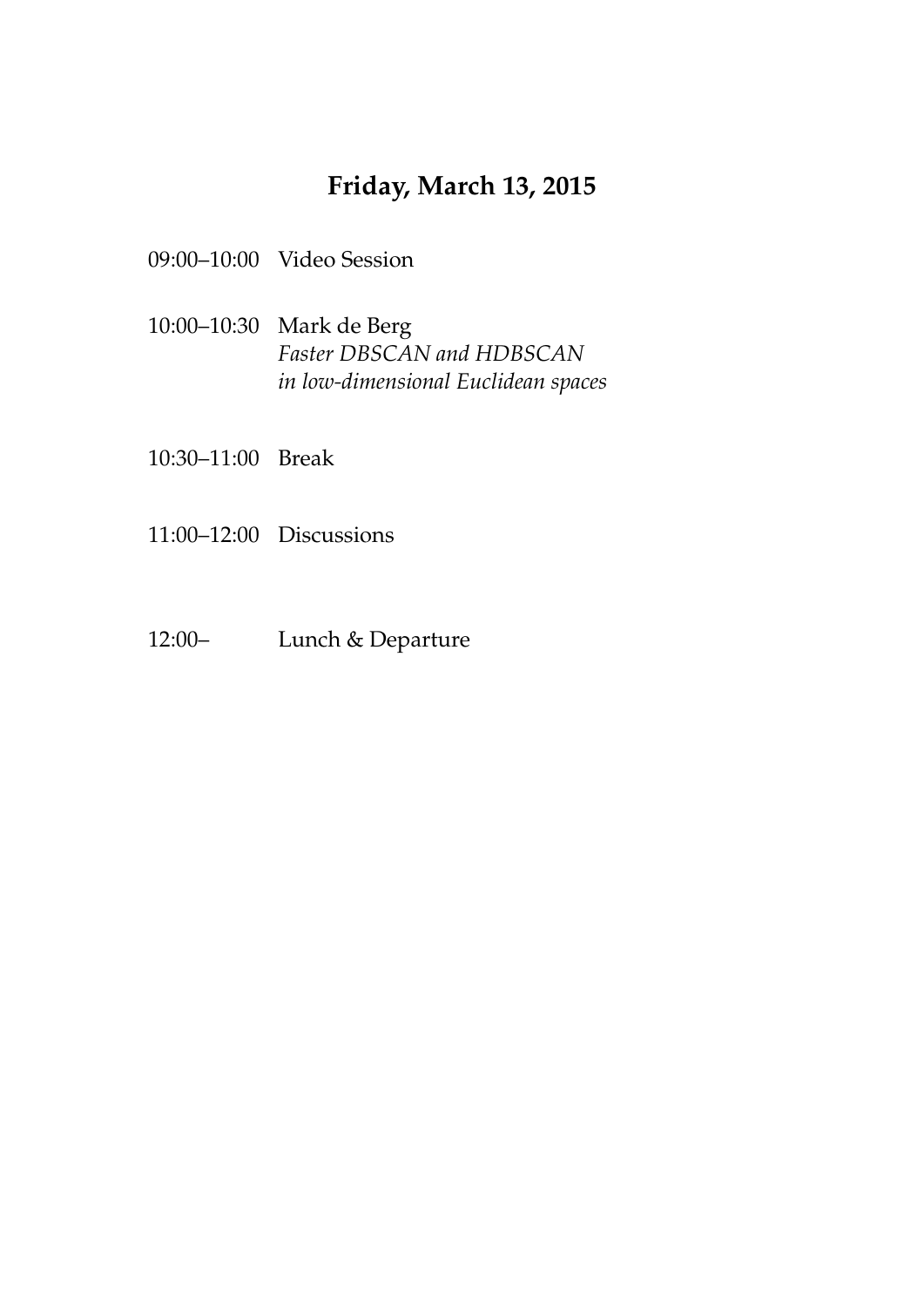## Friday, March 13, 2015

09:00–10:00 Video Session

10:00–10:30 Mark de Berg
*Faster DBSCAN and HDBSCAN in low-dimensional Euclidean spaces*

10:30–11:00 Break

11:00–12:00 Discussions

12:00– Lunch & Departure